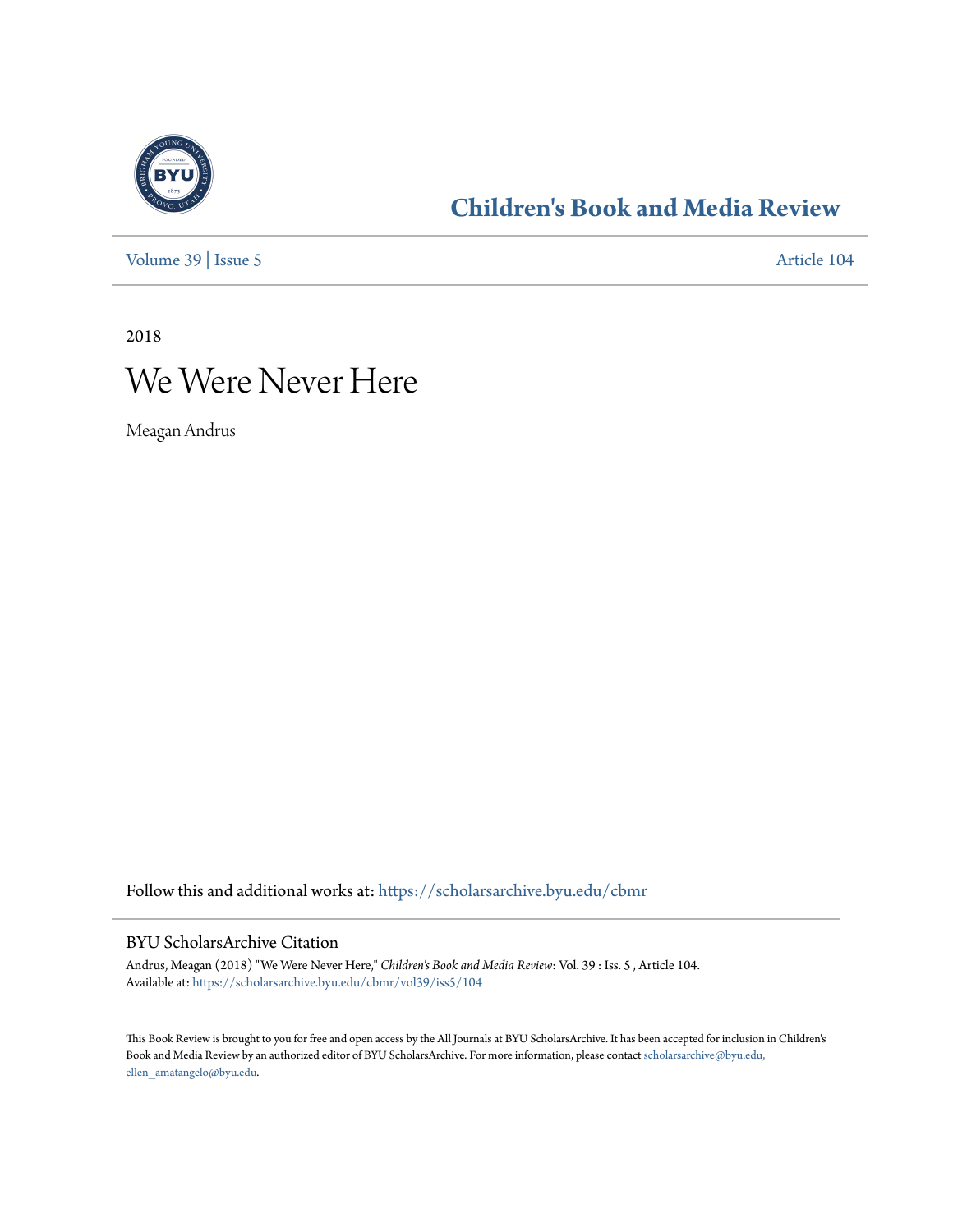# Children's Book and Media Review

Volume 39 | Issue 5 Article 104

2018

# We Were Never Here

Meagan Andrus

Follow this and additional works at: https://scholarsarchive.byu.edu/cbmr

## BYU ScholarsArchive Citation

Andrus, Meagan (2018) "We Were Never Here," *Children's Book and Media Review*: Vol. 39 : Iss. 5 , Article 104.
Available at: https://scholarsarchive.byu.edu/cbmr/vol39/iss5/104

This Book Review is brought to you for free and open access by the All Journals at BYU ScholarsArchive. It has been accepted for inclusion in Children's Book and Media Review by an authorized editor of BYU ScholarsArchive. For more information, please contact scholarsarchive@byu.edu, ellen_amatangelo@byu.edu.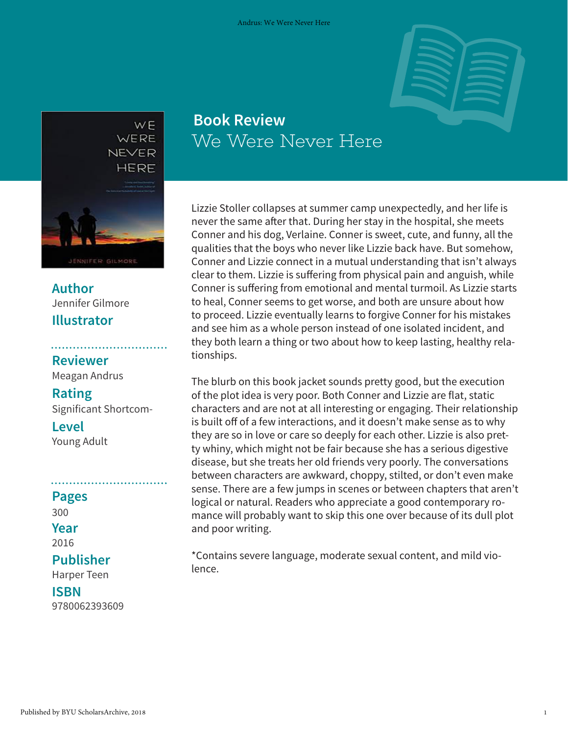## Book Review

# We Were Never Here

**Author**
Jennifer Gilmore

**Illustrator**

**Reviewer**
Meagan Andrus

**Rating**
Significant Shortcom-

**Level**
Young Adult

**Pages**
300

**Year**
2016

**Publisher**
Harper Teen

**ISBN**
9780062393609

Lizzie Stoller collapses at summer camp unexpectedly, and her life is never the same after that. During her stay in the hospital, she meets Conner and his dog, Verlaine. Conner is sweet, cute, and funny, all the qualities that the boys who never like Lizzie back have. But somehow, Conner and Lizzie connect in a mutual understanding that isn't always clear to them. Lizzie is suffering from physical pain and anguish, while Conner is suffering from emotional and mental turmoil. As Lizzie starts to heal, Conner seems to get worse, and both are unsure about how to proceed. Lizzie eventually learns to forgive Conner for his mistakes and see him as a whole person instead of one isolated incident, and they both learn a thing or two about how to keep lasting, healthy relationships.

The blurb on this book jacket sounds pretty good, but the execution of the plot idea is very poor. Both Conner and Lizzie are flat, static characters and are not at all interesting or engaging. Their relationship is built off of a few interactions, and it doesn't make sense as to why they are so in love or care so deeply for each other. Lizzie is also pretty whiny, which might not be fair because she has a serious digestive disease, but she treats her old friends very poorly. The conversations between characters are awkward, choppy, stilted, or don't even make sense. There are a few jumps in scenes or between chapters that aren't logical or natural. Readers who appreciate a good contemporary romance will probably want to skip this one over because of its dull plot and poor writing.

*Contains severe language, moderate sexual content, and mild violence.